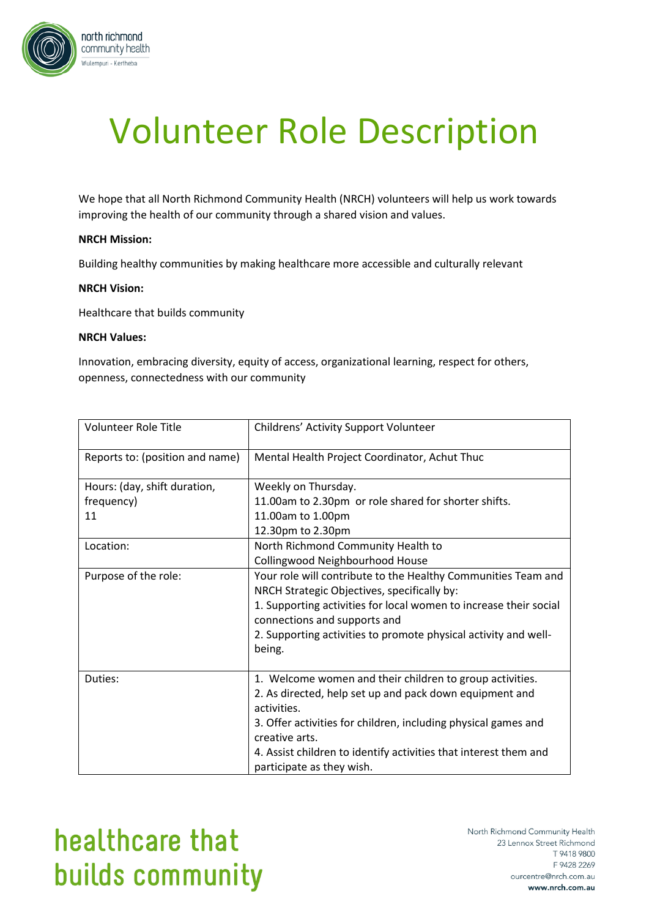# Volunteer Role Description

We hope that all North Richmond Community Health (NRCH) volunteers will help us work towards improving the health of our community through a shared vision and values.

**NRCH Mission:**

Building healthy communities by making healthcare more accessible and culturally relevant

**NRCH Vision:**

Healthcare that builds community

**NRCH Values:**

Innovation, embracing diversity, equity of access, organizational learning, respect for others, openness, connectedness with our community

| | |
|---|---|
| Volunteer Role Title | Childrens' Activity Support Volunteer |
| Reports to: (position and name) | Mental Health Project Coordinator, Achut Thuc |
| Hours: (day, shift duration, frequency)<br>11 | Weekly on Thursday.<br>11.00am to 2.30pm or role shared for shorter shifts.<br>11.00am to 1.00pm<br>12.30pm to 2.30pm |
| Location: | North Richmond Community Health to<br>Collingwood Neighbourhood House |
| Purpose of the role: | Your role will contribute to the Healthy Communities Team and NRCH Strategic Objectives, specifically by:<br>1. Supporting activities for local women to increase their social connections and supports and<br>2. Supporting activities to promote physical activity and well-being. |
| Duties: | 1. Welcome women and their children to group activities.<br>2. As directed, help set up and pack down equipment and activities.<br>3. Offer activities for children, including physical games and creative arts.<br>4. Assist children to identify activities that interest them and participate as they wish. |

healthcare that builds community

North Richmond Community Health
23 Lennox Street Richmond
T 9418 9800
F 9428 2269
ourcentre@nrch.com.au
**www.nrch.com.au**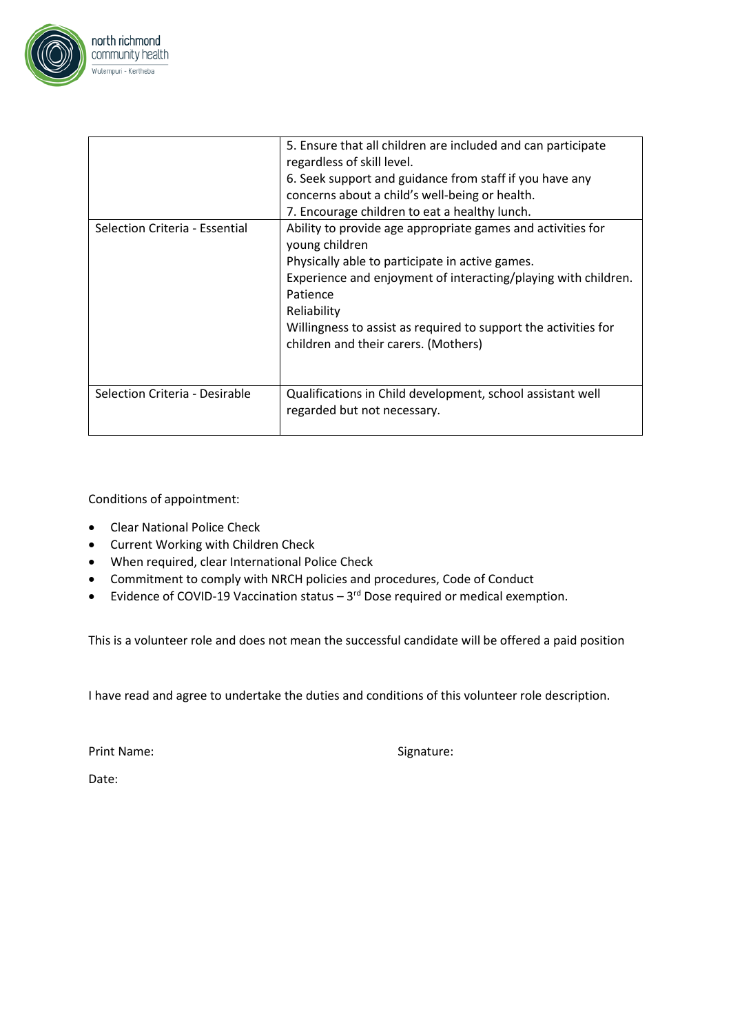| | |
|---|---|
| | 5. Ensure that all children are included and can participate regardless of skill level.<br>6. Seek support and guidance from staff if you have any concerns about a child's well-being or health.<br>7. Encourage children to eat a healthy lunch. |
| Selection Criteria - Essential | Ability to provide age appropriate games and activities for young children<br>Physically able to participate in active games.<br>Experience and enjoyment of interacting/playing with children.<br>Patience<br>Reliability<br>Willingness to assist as required to support the activities for children and their carers. (Mothers) |
| Selection Criteria - Desirable | Qualifications in Child development, school assistant well regarded but not necessary. |

Conditions of appointment:

- Clear National Police Check
- Current Working with Children Check
- When required, clear International Police Check
- Commitment to comply with NRCH policies and procedures, Code of Conduct
- Evidence of COVID-19 Vaccination status – 3rd Dose required or medical exemption.

This is a volunteer role and does not mean the successful candidate will be offered a paid position

I have read and agree to undertake the duties and conditions of this volunteer role description.

Print Name: Signature:

Date: